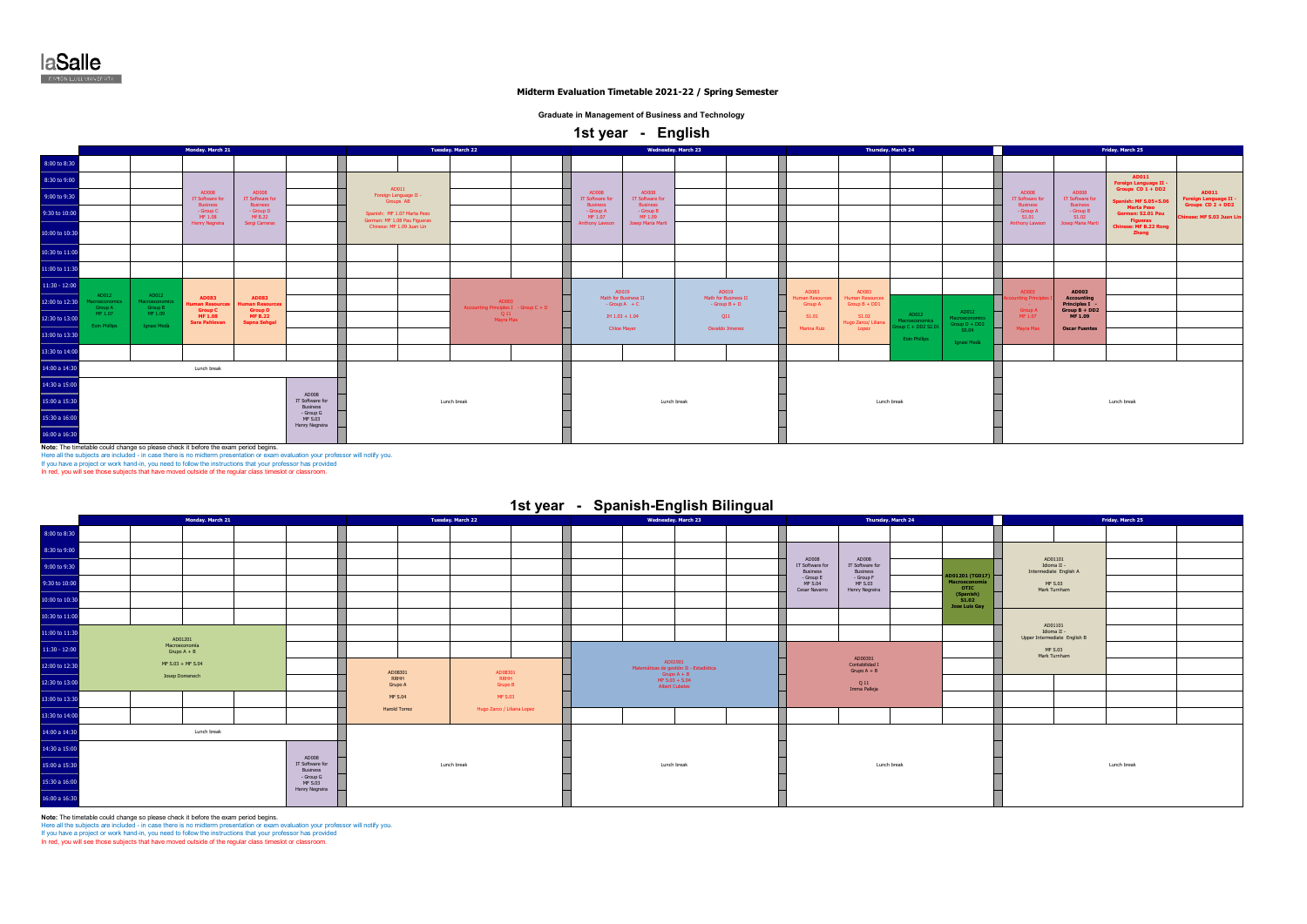laSalle
RAMON LLULL UNIVERSITY

**Midterm Evaluation Timetable 2021-22 / Spring Semester**

**Graduate in Management of Business and Technology**

## 1st year - English

| Time | Monday, March 21 | Tuesday, March 22 | Wednesday, March 23 | Thursday, March 24 | Friday, March 25 |
|---|---|---|---|---|---|
| 8:00 to 8:30 | | | | | |
| 8:30 to 10:30 | AD008 IT Software for Business - Group C MF 1.08 Henry Negreira; AD008 IT Software for Business - Group D MF B.22 Sergi Carreras | AD011 Foreign Language II - Groups AB. Spanish: MF 1.07 Marta Peso; German: MF 1.08 Pau Figueras; Chinese: MF 1.09 Juan Lin | AD008 IT Software for Business - Group A MF 1.07 Anthony Lawson; AD008 IT Software for Business - Group B MF 1.09 Josep Maria Martí | | AD008 IT Software for Business - Group A S1.01 Anthony Lawson; AD008 IT Software for Business - Group B S1.02 Josep Maria Martí; **AD011 Foreign Language II - Groups CD 1 + DD2. Spanish: MF S.05+S.06 Marta Peso; German: S2.01 Pau Figueras; Chinese: MF B.22 Rong Zhang**; **AD011 Foreign Language II - Groups CD 2 + DD2. Chinese: MF S.03 Juan Lin** |
| 10:30 to 11:30 | | | | | |
| 11:30 to 13:30 | AD012 Macroeconomics Group A MF 1.07 Eoin Phillips; AD012 Macroeconomics Group B MF 1.09 Ignasi Meda; **AD083 Human Resources Group C MF 1.08 Sara Pahlevan**; **AD083 Human Resources Group D MF B.22 Sapna Sehgal** | AD003 Accounting Principles I - Group C + D Q.11 Mayra Mas | AD019 Math for Business II - Group A + C JH 1.01 + 1.04 Chloe Mayer; AD019 Math for Business II - Group B + D Q11 Osvaldo Jimenez | AD083 Human Resources Group A S1.01 Marina Ruiz; AD083 Human Resources Group B + DD1 S1.02 Hugo Zarco/ Liliana Lopez; AD012 Macroeconomics Group C + DD2 S2.01 Eoin Phillips; AD012 Macroeconomics Group D + DD2 S0.04 Ignasi Meda | AD003 Accounting Principles I - Group A MF 1.07 Mayra Mas; **AD003 Accounting Principles I - Group B + DD2 MF 1.09 Oscar Fuentes** |
| 13:30 to 14:00 | | | | | |
| 14:00 to 14:30 | Lunch break | Lunch break | Lunch break | Lunch break | Lunch break |
| 14:30 to 16:30 | AD008 IT Software for Business - Group G MF S.03 Henry Negreira | | | | |

**Note:** The timetable could change so please check it before the exam period begins.
Here all the subjects are included - in case there is no midterm presentation or exam evaluation your professor will notify you.
If you have a project or work hand-in, you need to follow the instructions that your professor has provided
In red, you will see those subjects that have moved outside of the regular class timeslot or classroom.

## 1st year - Spanish-English Bilingual

| Time | Monday, March 21 | Tuesday, March 22 | Wednesday, March 23 | Thursday, March 24 | Friday, March 25 |
|---|---|---|---|---|---|
| 8:00 to 8:30 | | | | | |
| 8:30 to 10:30 | | | | AD008 IT Software for Business - Group E MF S.04 Cesar Navarro; AD008 IT Software for Business - Group F MF S.03 Henry Negreira; **AD01201 (TG017) Macroeconomía OTIC (Spanish) S1.02 Jose Luis Gay** | AD01101 Idioma II - Intermediate English A MF S.03 Mark Turnham |
| 10:30 to 11:00 | | | | | AD01101 Idioma II - Upper Intermediate English B MF S.03 Mark Turnham |
| 11:00 to 13:00 | AD01201 Macroeconomía Grupo A + B MF S.03 + MF S.04 Josep Domenech | | | | |
| 12:00 to 13:30 | | AD08301 RRHH Grupo A MF S.04 Harold Torrez; AD08301 RRHH Grupo B MF S.03 Hugo Zarco / Liliana Lopez | AD00001 Matemáticas de gestión II - Estadística Grupo A + B MF S.03 + S.04 Albert Cubeles | AD00301 Contabilidad I Grupo A + B Q.11 Imma Pallejà | |
| 14:00 to 14:30 | Lunch break | Lunch break | Lunch break | Lunch break | Lunch break |
| 14:30 to 16:30 | AD008 IT Software for Business - Group G MF S.03 Henry Negreira | | | | |

**Note:** The timetable could change so please check it before the exam period begins.
Here all the subjects are included - in case there is no midterm presentation or exam evaluation your professor will notify you.
If you have a project or work hand-in, you need to follow the instructions that your professor has provided
In red, you will see those subjects that have moved outside of the regular class timeslot or classroom.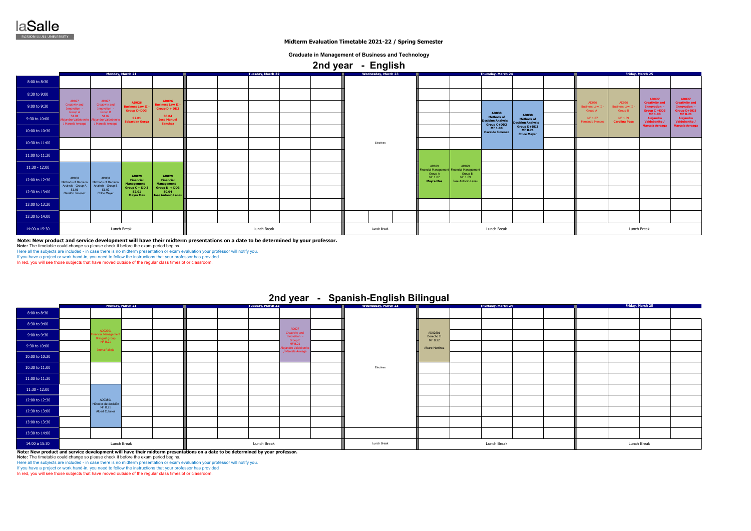laSalle
RAMON LLULL UNIVERSITY

**Midterm Evaluation Timetable 2021-22 / Spring Semester**

**Graduate in Management of Business and Technology**

## 2nd year - English

| | Monday, March 21 | | | | Tuesday, March 22 | Wednesday, March 23 | Thursday, March 24 | | | | Friday, March 25 | | | |
|---|---|---|---|---|---|---|---|---|---|---|---|---|---|---|
| 8:00 to 8:30 | | | | | | | | | | | | | | |
| 8:30 to 9:00 | AD027 Creativity and Innovation - Group A S1.01 Alejandro Valdebenito / Marcela Arreaga | AD027 Creativity and Innovation - Group B S1.02 Alejandro Valdebenito / Marcela Arreaga | | | | | | | | | AD026 Business Law II - Group A MF 1.07 Fernando Mendez | AD026 Business Law II - Group B MF 1.09 Carolina Pose | AD027 Creativity and Innovation - Group C +DD3 MF 1.08 Alejandro Valdebenito / Marcela Arreaga | AD027 Creativity and Innovation - Group D+DD3 MF B.21 Alejandro Valdebenito / Marcela Arreaga |
| 9:00 to 9:30 | | | AD026 Business Law II - Group C+DD3 S2.01 Sebastian Gorga | AD026 Business Law II - Group D + DD3 S0.04 Jose Manuel Sanchez | | | | | | | | | | |
| 9:30 to 10:00 | | | | | | | | | AD038 Methods of Decision Analysis Group C+DD3 MF 1.08 Osvaldo Jimenez | AD038 Methods of Decision Analysis Group D+DD3 MF B.21 Chloe Mayer | | | | |
| 10:00 to 10:30 | | | | | | | | | | | | | | |
| 10:30 to 11:00 | | | | | | Electives | | | | | | | | |
| 11:00 to 11:30 | | | | | | | | | | | | | | |
| 11:30 - 12:00 | AD038 Methods of Decision Analysis Group A S1.01 Osvaldo Jimenez | AD038 Methods of Decision Analysis Group B S1.02 Chloe Mayer | | | | | AD029 Financial Management Group A MF 1.07 Mayra Mas | AD029 Financial Management Group B MF 1.09 Jose Antonio Lanau | | | | | | |
| 12:00 to 12:30 | | | AD029 Financial Management Group C + DD 3 S2.01 Mayra Mas | AD029 Financial Management Group D + DD3 S0.04 Jose Antonio Lanau | | | | | | | | | | |
| 12:30 to 13:00 | | | | | | | | | | | | | | |
| 13:00 to 13:30 | | | | | | | | | | | | | | |
| 13:30 to 14:00 | | | | | | | | | | | | | | |
| 14:00 a 15:30 | Lunch Break | | | | Lunch Break | Lunch Break | Lunch Break | | | | Lunch Break | | | |

**Note: New product and service development will have their midterm presentations on a date to be determined by your professor.**
**Note:** The timetable could change so please check it before the exam period begins.
Here all the subjects are included - in case there is no midterm presentation or exam evaluation your professor will notify you.
If you have a project or work hand-in, you need to follow the instructions that your professor has provided
In red, you will see those subjects that have moved outside of the regular class timeslot or classroom.

## 2nd year - Spanish-English Bilingual

| | Monday, March 21 | Tuesday, March 22 | Wednesday, March 23 | Thursday, March 24 | Friday, March 25 |
|---|---|---|---|---|---|
| 8:00 to 8:30 | | | | | |
| 8:30 to 9:00 | AD02901 Financial Management Bilingual group MF B.21 Imma Palleja | AD027 Creativity and Innovation - Group E MF B.21 Alejandro Valdebenito / Marcela Arreaga | | AD02601 Derecho II MF B.22 Alvaro Martinez | |
| 9:00 to 9:30 | | | | | |
| 9:30 to 10:00 | | | | | |
| 10:00 to 10:30 | | | | | |
| 10:30 to 11:00 | | | Electives | | |
| 11:00 to 11:30 | | | | | |
| 11:30 - 12:00 | AD03801 Métodos de decisión MF B.21 Albert Cubeles | | | | |
| 12:00 to 12:30 | | | | | |
| 12:30 to 13:00 | | | | | |
| 13:00 to 13:30 | | | | | |
| 13:30 to 14:00 | | | | | |
| 14:00 a 15:30 | Lunch Break | Lunch Break | Lunch Break | Lunch Break | Lunch Break |

**Note: New product and service development will have their midterm presentations on a date to be determined by your professor.**
**Note:** The timetable could change so please check it before the exam period begins.
Here all the subjects are included - in case there is no midterm presentation or exam evaluation your professor will notify you.
If you have a project or work hand-in, you need to follow the instructions that your professor has provided
In red, you will see those subjects that have moved outside of the regular class timeslot or classroom.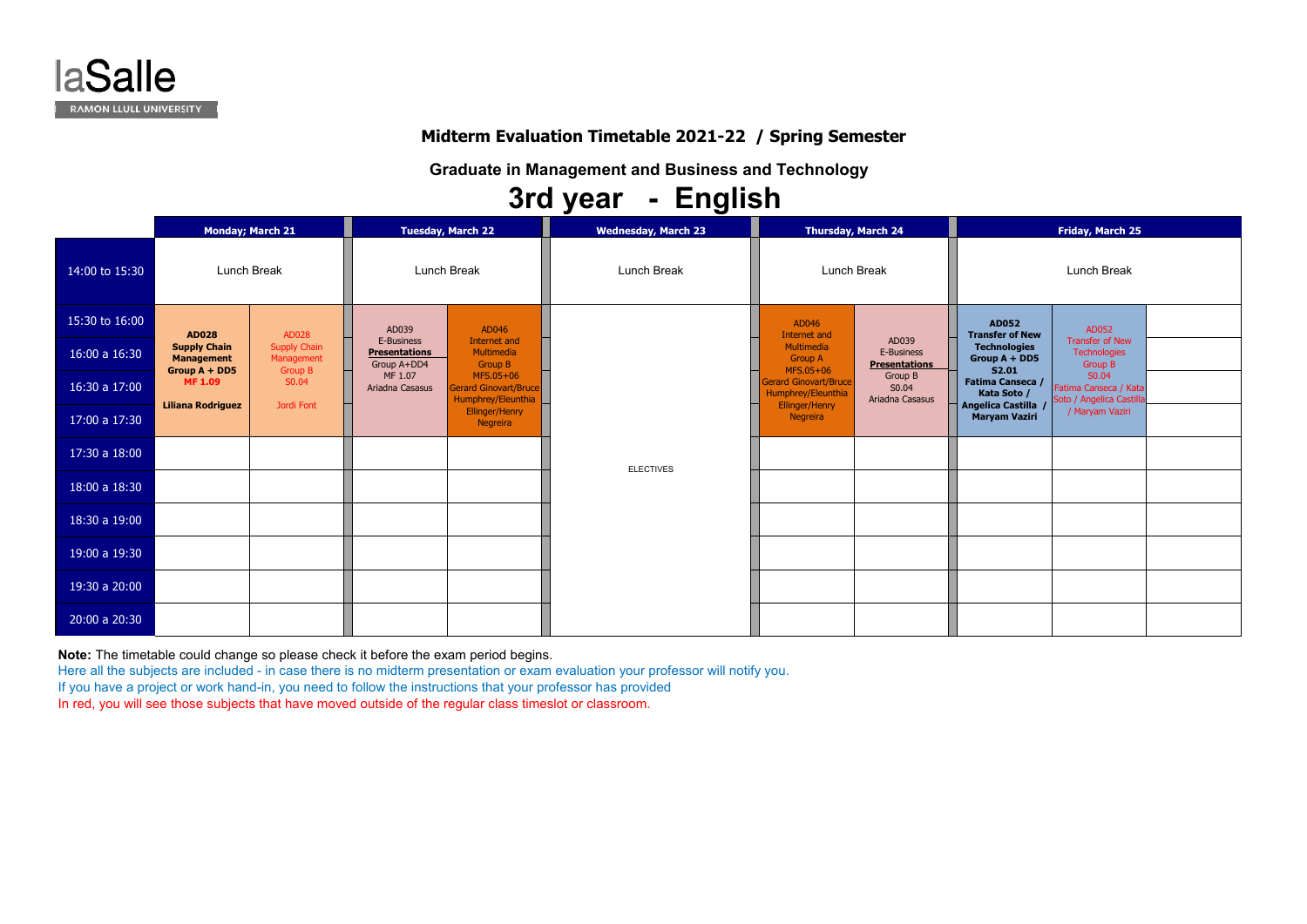laSalle
RAMON LLULL UNIVERSITY

## Midterm Evaluation Timetable 2021-22 / Spring Semester

### Graduate in Management and Business and Technology

# 3rd year - English

| | Monday; March 21 | | Tuesday, March 22 | | Wednesday, March 23 | Thursday, March 24 | | Friday, March 25 | | |
|---|---|---|---|---|---|---|---|---|---|---|
| 14:00 to 15:30 | Lunch Break | | Lunch Break | | Lunch Break | Lunch Break | | Lunch Break | | |
| 15:30 to 16:00 | **AD028 Supply Chain Management Group A + DD5** MF 1.09 **Liliana Rodriguez** | AD028 Supply Chain Management Group B S0.04 Jordi Font | AD039 E-Business **Presentations** Group A+DD4 MF 1.07 Ariadna Casasus | AD046 Internet and Multimedia Group B MFS.05+06 Gerard Ginovart/Bruce Humphrey/Eleunthia Ellinger/Henry Negreira | ELECTIVES | AD046 Internet and Multimedia Group A MFS.05+06 Gerard Ginovart/Bruce Humphrey/Eleunthia Ellinger/Henry Negreira | AD039 E-Business **Presentations** Group B S0.04 Ariadna Casasus | **AD052 Transfer of New Technologies Group A + DD5 S2.01 Fatima Canseca / Kata Soto / Angelica Castilla / Maryam Vaziri** | AD052 Transfer of New Technologies Group B S0.04 Fatima Canseca / Kata Soto / Angelica Castilla / Maryam Vaziri | |
| 16:00 a 16:30 | | | | | | | | | | |
| 16:30 a 17:00 | | | | | | | | | | |
| 17:00 a 17:30 | | | | | | | | | | |
| 17:30 a 18:00 | | | | | | | | | | |
| 18:00 a 18:30 | | | | | | | | | | |
| 18:30 a 19:00 | | | | | | | | | | |
| 19:00 a 19:30 | | | | | | | | | | |
| 19:30 a 20:00 | | | | | | | | | | |
| 20:00 a 20:30 | | | | | | | | | | |

**Note:** The timetable could change so please check it before the exam period begins.

Here all the subjects are included - in case there is no midterm presentation or exam evaluation your professor will notify you.

If you have a project or work hand-in, you need to follow the instructions that your professor has provided

In red, you will see those subjects that have moved outside of the regular class timeslot or classroom.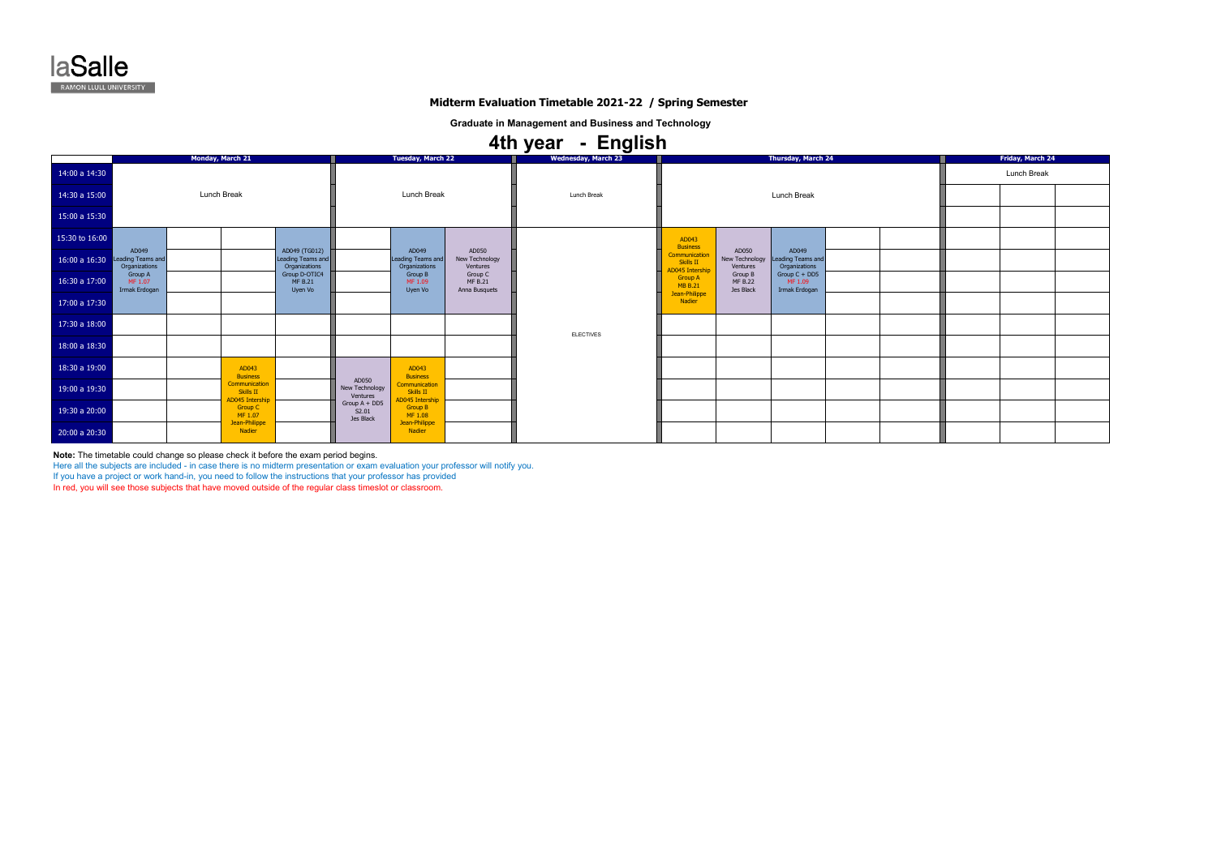**Midterm Evaluation Timetable 2021-22 / Spring Semester**

**Graduate in Management and Business and Technology**

# 4th year - English

| | Monday, March 21 | | | | Tuesday, March 22 | | | Wednesday, March 23 | Thursday, March 24 | | | | | Friday, March 24 | | |
|---|---|---|---|---|---|---|---|---|---|---|---|---|---|---|---|---|
| 14:00 a 14:30 | Lunch Break | | | | Lunch Break | | | Lunch Break | Lunch Break | | | | | Lunch Break | | |
| 14:30 a 15:00 | | | | | | | | | | | | | | | | |
| 15:00 a 15:30 | | | | | | | | | | | | | | | | |
| 15:30 to 16:00 | AD049 Leading Teams and Organizations Group A MF 1.07 Irmak Erdogan | | | AD049 (TG012) Leading Teams and Organizations Group D-OTIC4 MF B.21 Uyen Vo | | AD049 Leading Teams and Organizations Group B MF 1.09 Uyen Vo | AD050 New Technology Ventures Group C MF B.21 Anna Busquets | ELECTIVES | AD043 Business Communication Skills II AD045 Intership Group A MB B.21 Jean-Philippe Nadier | AD050 New Technology Ventures Group B MF B.22 Jes Black | AD049 Leading Teams and Organizations Group C + DDS MF 1.09 Irmak Erdogan | | | | | |
| 16:00 a 16:30 | | | | | | | | | | | | | | | | |
| 16:30 a 17:00 | | | | | | | | | | | | | | | | |
| 17:00 a 17:30 | | | | | | | | | | | | | | | | |
| 17:30 a 18:00 | | | | | | | | | | | | | | | | |
| 18:00 a 18:30 | | | | | | | | | | | | | | | | |
| 18:30 a 19:00 | | | AD043 Business Communication Skills II AD045 Intership Group C MF 1.07 Jean-Philippe Nadier | | AD050 New Technology Ventures Group A + DDS S2.01 Jes Black | AD043 Business Communication Skills II AD045 Intership Group B MF 1.08 Jean-Philippe Nadier | | | | | | | | | | |
| 19:00 a 19:30 | | | | | | | | | | | | | | | | |
| 19:30 a 20:00 | | | | | | | | | | | | | | | | |
| 20:00 a 20:30 | | | | | | | | | | | | | | | | |

**Note:** The timetable could change so please check it before the exam period begins.
Here all the subjects are included - in case there is no midterm presentation or exam evaluation your professor will notify you.
If you have a project or work hand-in, you need to follow the instructions that your professor has provided
In red, you will see those subjects that have moved outside of the regular class timeslot or classroom.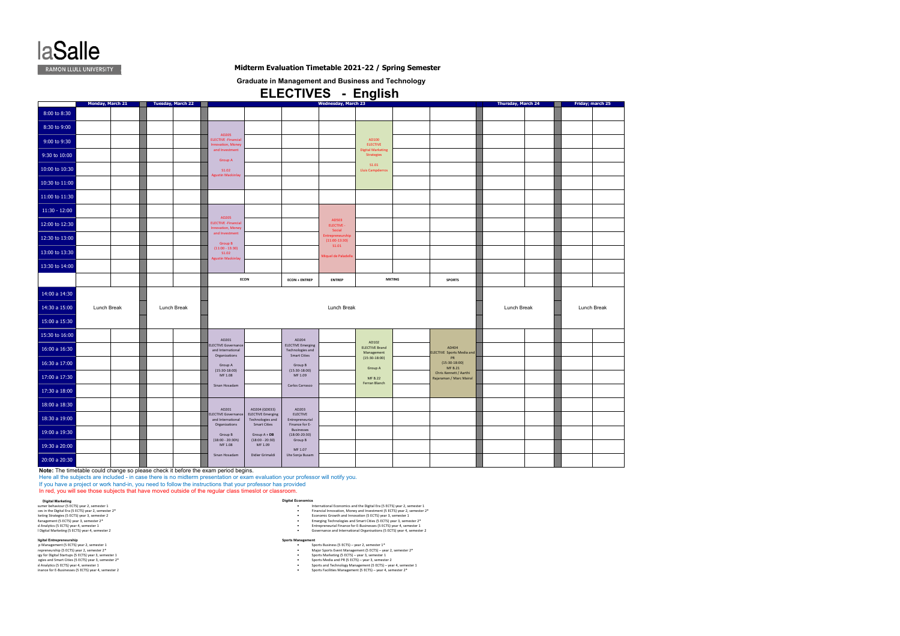laSalle
RAMON LLULL UNIVERSITY

**Midterm Evaluation Timetable 2021-22 / Spring Semester**

**Graduate in Management and Business and Technology**

# ELECTIVES - English

| | Monday, March 21 | | Tuesday, March 22 | | Wednesday, March 23 | | | | | | Thursday, March 24 | | Friday; march 25 | |
|---|---|---|---|---|---|---|---|---|---|---|---|---|---|---|
| 8:00 to 8:30 | | | | | | | | | | | | | | |
| 8:30 to 9:00 | | | | | AD205 ELECTIVE -Financial Innovation, Money and Investment Group A S1.02 Agustin Mackinlay | | | | | | | | | |
| 9:00 to 9:30 | | | | | | | | | AD100 ELECTIVE Digital Marketing Strategies S1.01 Lluis Campderros | | | | | |
| 9:30 to 10:00 | | | | | | | | | | | | | | |
| 10:00 to 10:30 | | | | | | | | | | | | | | |
| 10:30 to 11:00 | | | | | | | | | | | | | | |
| 11:00 to 11:30 | | | | | | | | | | | | | | |
| 11:30 - 12:00 | | | | | AD205 ELECTIVE -Financial Innovation, Money and Investment Group B (11:00 - 13:30) S1.02 Agustin Mackinlay | | | | | | | | | |
| 12:00 to 12:30 | | | | | | | | AD503 ELECTIVE - Social Entrepreneurship (11:00-13:30) S1.01 Miquel de Paladella | | | | | | |
| 12:30 to 13:00 | | | | | | | | | | | | | | |
| 13:00 to 13:30 | | | | | | | | | | | | | | |
| 13:30 to 14:00 | | | | | | | | | | | | | | |
| | | | | | ECON | | ECON + ENTREP | ENTREP | MKTING | | SPORTS | | | |
| 14:00 a 14:30 | Lunch Break | | Lunch Break | | Lunch Break | | | | | | Lunch Break | | Lunch Break | |
| 14:30 a 15:00 | | | | | | | | | | | | | | |
| 15:00 a 15:30 | | | | | | | | | | | | | | |
| 15:30 to 16:00 | | | | | AD201 ELECTIVE Governance and International Organizations Group A (15:30-18:00) MF 1.08 Sinan Hosadam | | AD204 ELECTIVE Emerging Technologies and Smart Cities Group B (15:30-18:00) MF 1.09 Carlos Carrasco | | AD102 ELECTIVE Brand Management (15:30-18:00) Group A MF B.22 Ferran Blanch | | AD404 ELECTIVE Sports Media and PR (15:30-18:00) MF B.21 Chris Kennett / Aarthi Rajaraman / Marc Mairal | | | |
| 16:00 a 16:30 | | | | | | | | | | | | | | |
| 16:30 a 17:00 | | | | | | | | | | | | | | |
| 17:00 a 17:30 | | | | | | | | | | | | | | |
| 17:30 a 18:00 | | | | | | | | | | | | | | |
| 18:00 a 18:30 | | | | | AD201 ELECTIVE Governance and International Organizations Group B (18:00 - 20:30h) MF 1.08 Sinan Hosadam | AD204 (GD033) ELECTIVE Emerging Technologies and Smart Cities Group A + DB (18:00 - 20:30) MF 1.09 Didier Grimaldi | AD203 ELECTIVE Entrepreneurial Finance for E-Businesses (18:00-20:30) Group B MF 1.07 Ute Sonja Busam | | | | | | | |
| 18:30 a 19:00 | | | | | | | | | | | | | | |
| 19:00 a 19:30 | | | | | | | | | | | | | | |
| 19:30 a 20:00 | | | | | | | | | | | | | | |
| 20:00 a 20:30 | | | | | | | | | | | | | | |

**Note:** The timetable could change so please check it before the exam period begins.
Here all the subjects are included - in case there is no midterm presentation or exam evaluation your professor will notify you.
If you have a project or work hand-in, you need to follow the instructions that your professor has provided
In red, you will see those subjects that have moved outside of the regular class timeslot or classroom.

**Digital Marketing**
- sumer behaviour (5 ECTS) year 2, semester 1
- ces in the Digital Era (5 ECTS) year 2, semester 2*
- keting Strategies (5 ECTS) year 3, semester 2
- Management (5 ECTS) year 3, semester 2*
- al Analytics (5 ECTS) year 4, semester 1
- l Digital Marketing (5 ECTS) year 4, semester 2

**Digital Entrepreneurship**
- p Management (5 ECTS) year 2, semester 1
- repreneurship (5 ECTS) year 2, semester 2*
- gy for Digital Startups (5 ECTS) year 3, semester 1
- ogies and Smart Cities (5 ECTS) year 3, semester 2*
- al Analytics (5 ECTS) year 4, semester 1
- inance for E-Businesses (5 ECTS) year 4, semester 2

**Digital Economics**
- International Economics and the Digital Era (5 ECTS) year 2, semester 1
- Financial Innovation, Money and Investment (5 ECTS) year 2, semester 2*
- Economic Growth and Innovation (5 ECTS) year 3, semester 1
- Emerging Technologies and Smart Cities (5 ECTS) year 3, semester 2*
- Entrepreneurial Finance for E-Businesses (5 ECTS) year 4, semester 1
- Governance and International Organisations (5 ECTS) year 4, semester 2

**Sports Management**
- Sports Business (5 ECTS) – year 2, semester 1*
- Major Sports Event Management (5 ECTS) – year 2, semester 2*
- Sports Marketing (5 ECTS) – year 3, semester 1
- Sports Media and PR (5 ECTS) – year 3, semester 2
- Sports and Technology Management (5 ECTS) – year 4, semester 1
- Sports Facilities Management (5 ECTS) – year 4, semester 2*